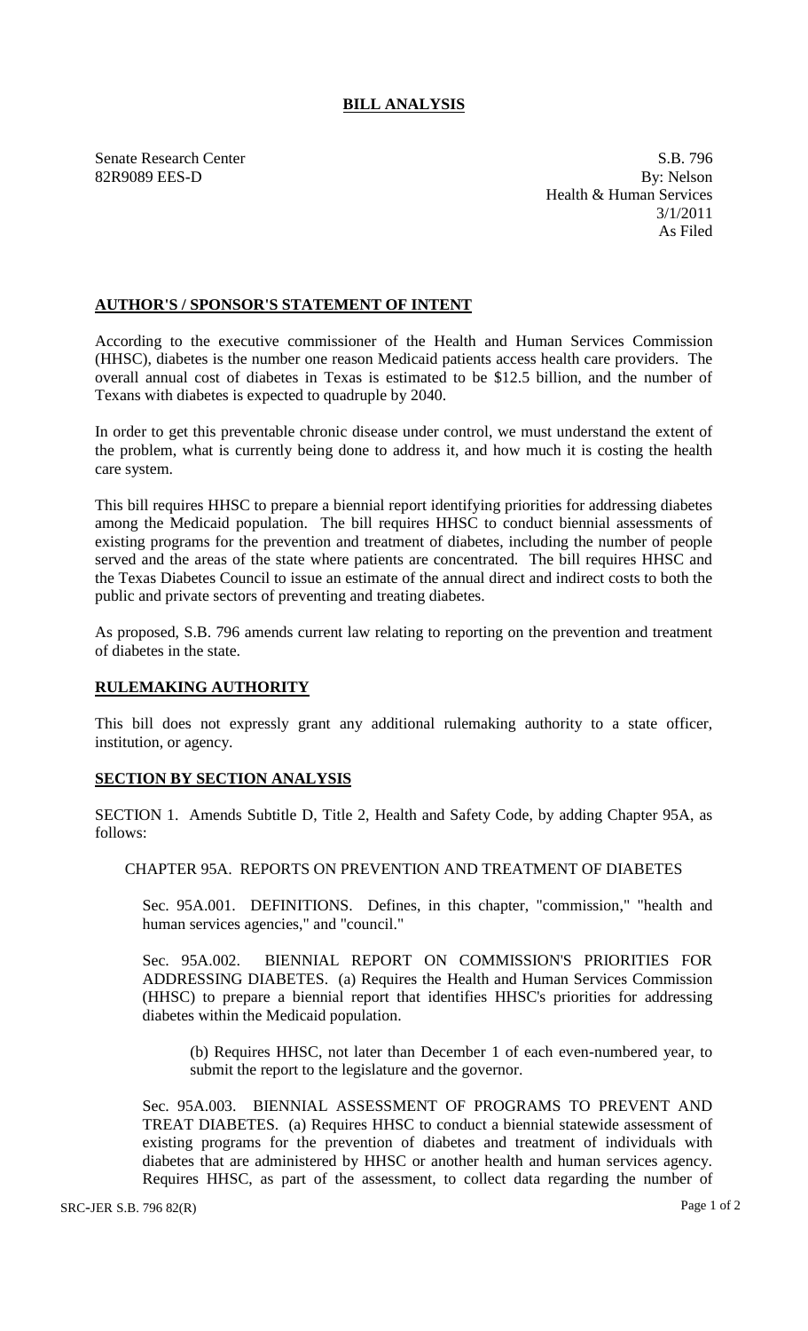# BILL ANALYSIS

Senate Research Center
82R9089 EES-D

S.B. 796
By: Nelson
Health & Human Services
3/1/2011
As Filed

## AUTHOR'S / SPONSOR'S STATEMENT OF INTENT

According to the executive commissioner of the Health and Human Services Commission (HHSC), diabetes is the number one reason Medicaid patients access health care providers. The overall annual cost of diabetes in Texas is estimated to be $12.5 billion, and the number of Texans with diabetes is expected to quadruple by 2040.

In order to get this preventable chronic disease under control, we must understand the extent of the problem, what is currently being done to address it, and how much it is costing the health care system.

This bill requires HHSC to prepare a biennial report identifying priorities for addressing diabetes among the Medicaid population. The bill requires HHSC to conduct biennial assessments of existing programs for the prevention and treatment of diabetes, including the number of people served and the areas of the state where patients are concentrated. The bill requires HHSC and the Texas Diabetes Council to issue an estimate of the annual direct and indirect costs to both the public and private sectors of preventing and treating diabetes.

As proposed, S.B. 796 amends current law relating to reporting on the prevention and treatment of diabetes in the state.

## RULEMAKING AUTHORITY

This bill does not expressly grant any additional rulemaking authority to a state officer, institution, or agency.

## SECTION BY SECTION ANALYSIS

SECTION 1. Amends Subtitle D, Title 2, Health and Safety Code, by adding Chapter 95A, as follows:

CHAPTER 95A. REPORTS ON PREVENTION AND TREATMENT OF DIABETES

Sec. 95A.001. DEFINITIONS. Defines, in this chapter, "commission," "health and human services agencies," and "council."

Sec. 95A.002. BIENNIAL REPORT ON COMMISSION'S PRIORITIES FOR ADDRESSING DIABETES. (a) Requires the Health and Human Services Commission (HHSC) to prepare a biennial report that identifies HHSC's priorities for addressing diabetes within the Medicaid population.

(b) Requires HHSC, not later than December 1 of each even-numbered year, to submit the report to the legislature and the governor.

Sec. 95A.003. BIENNIAL ASSESSMENT OF PROGRAMS TO PREVENT AND TREAT DIABETES. (a) Requires HHSC to conduct a biennial statewide assessment of existing programs for the prevention of diabetes and treatment of individuals with diabetes that are administered by HHSC or another health and human services agency. Requires HHSC, as part of the assessment, to collect data regarding the number of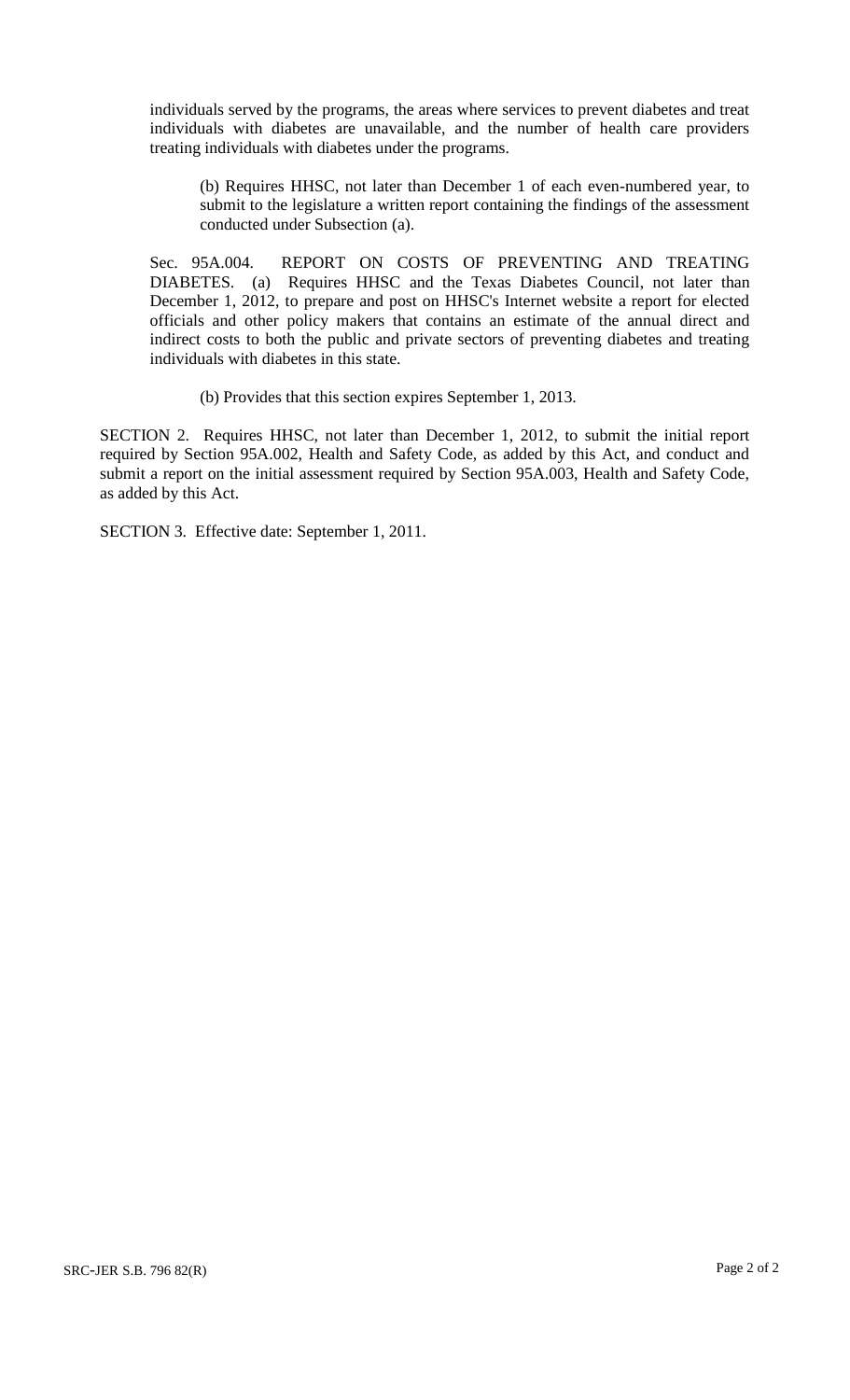individuals served by the programs, the areas where services to prevent diabetes and treat individuals with diabetes are unavailable, and the number of health care providers treating individuals with diabetes under the programs.

(b) Requires HHSC, not later than December 1 of each even-numbered year, to submit to the legislature a written report containing the findings of the assessment conducted under Subsection (a).

Sec. 95A.004. REPORT ON COSTS OF PREVENTING AND TREATING DIABETES. (a) Requires HHSC and the Texas Diabetes Council, not later than December 1, 2012, to prepare and post on HHSC's Internet website a report for elected officials and other policy makers that contains an estimate of the annual direct and indirect costs to both the public and private sectors of preventing diabetes and treating individuals with diabetes in this state.

(b) Provides that this section expires September 1, 2013.

SECTION 2. Requires HHSC, not later than December 1, 2012, to submit the initial report required by Section 95A.002, Health and Safety Code, as added by this Act, and conduct and submit a report on the initial assessment required by Section 95A.003, Health and Safety Code, as added by this Act.

SECTION 3. Effective date: September 1, 2011.